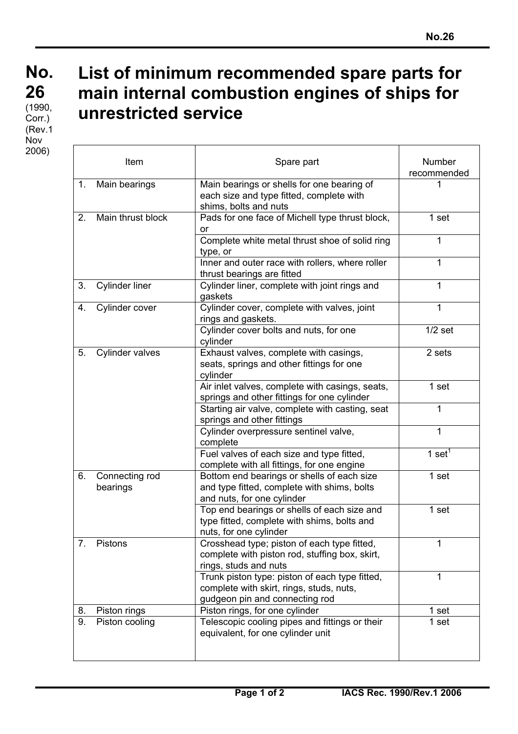# No. 26

(1990, Corr.) (Rev.1 Nov 2006)

# List of minimum recommended spare parts for main internal combustion engines of ships for unrestricted service

| Item | Spare part | Number recommended |
|---|---|---|
| 1. Main bearings | Main bearings or shells for one bearing of each size and type fitted, complete with shims, bolts and nuts | 1 |
| 2. Main thrust block | Pads for one face of Michell type thrust block, or | 1 set |
| | Complete white metal thrust shoe of solid ring type, or | 1 |
| | Inner and outer race with rollers, where roller thrust bearings are fitted | 1 |
| 3. Cylinder liner | Cylinder liner, complete with joint rings and gaskets | 1 |
| 4. Cylinder cover | Cylinder cover, complete with valves, joint rings and gaskets. | 1 |
| | Cylinder cover bolts and nuts, for one cylinder | 1/2 set |
| 5. Cylinder valves | Exhaust valves, complete with casings, seats, springs and other fittings for one cylinder | 2 sets |
| | Air inlet valves, complete with casings, seats, springs and other fittings for one cylinder | 1 set |
| | Starting air valve, complete with casting, seat springs and other fittings | 1 |
| | Cylinder overpressure sentinel valve, complete | 1 |
| | Fuel valves of each size and type fitted, complete with all fittings, for one engine | 1 set[1] |
| 6. Connecting rod bearings | Bottom end bearings or shells of each size and type fitted, complete with shims, bolts and nuts, for one cylinder | 1 set |
| | Top end bearings or shells of each size and type fitted, complete with shims, bolts and nuts, for one cylinder | 1 set |
| 7. Pistons | Crosshead type; piston of each type fitted, complete with piston rod, stuffing box, skirt, rings, studs and nuts | 1 |
| | Trunk piston type: piston of each type fitted, complete with skirt, rings, studs, nuts, gudgeon pin and connecting rod | 1 |
| 8. Piston rings | Piston rings, for one cylinder | 1 set |
| 9. Piston cooling | Telescopic cooling pipes and fittings or their equivalent, for one cylinder unit | 1 set |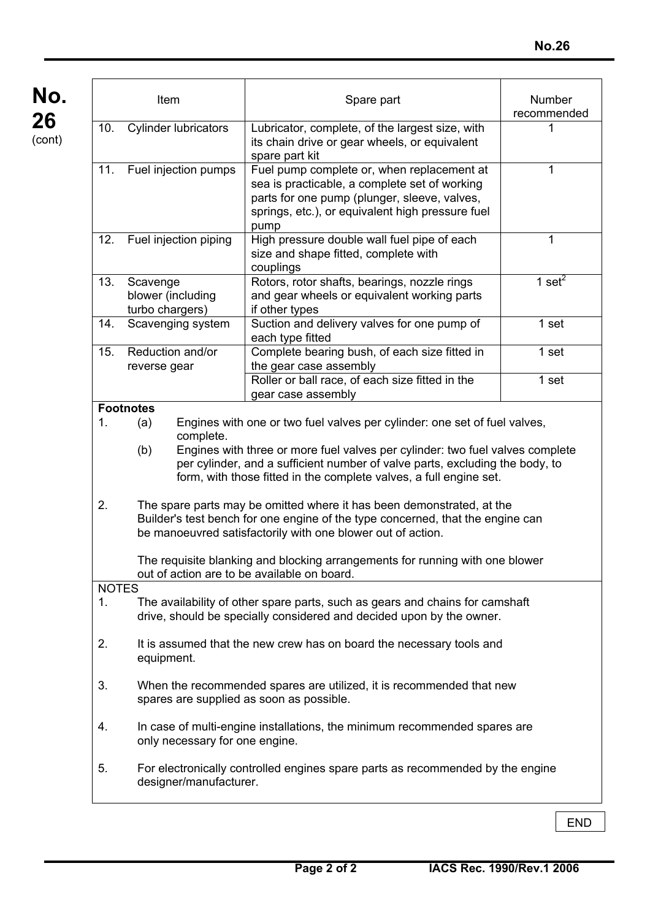**No. 26** (cont)

| Item | Spare part | Number recommended |
| --- | --- | --- |
| 10. Cylinder lubricators | Lubricator, complete, of the largest size, with its chain drive or gear wheels, or equivalent spare part kit | 1 |
| 11. Fuel injection pumps | Fuel pump complete or, when replacement at sea is practicable, a complete set of working parts for one pump (plunger, sleeve, valves, springs, etc.), or equivalent high pressure fuel pump | 1 |
| 12. Fuel injection piping | High pressure double wall fuel pipe of each size and shape fitted, complete with couplings | 1 |
| 13. Scavenge blower (including turbo chargers) | Rotors, rotor shafts, bearings, nozzle rings and gear wheels or equivalent working parts if other types | 1 set[2] |
| 14. Scavenging system | Suction and delivery valves for one pump of each type fitted | 1 set |
| 15. Reduction and/or reverse gear | Complete bearing bush, of each size fitted in the gear case assembly | 1 set |
| | Roller or ball race, of each size fitted in the gear case assembly | 1 set |

**Footnotes**

1. (a) Engines with one or two fuel valves per cylinder: one set of fuel valves, complete.

   (b) Engines with three or more fuel valves per cylinder: two fuel valves complete per cylinder, and a sufficient number of valve parts, excluding the body, to form, with those fitted in the complete valves, a full engine set.

2. The spare parts may be omitted where it has been demonstrated, at the Builder's test bench for one engine of the type concerned, that the engine can be manoeuvred satisfactorily with one blower out of action.

   The requisite blanking and blocking arrangements for running with one blower out of action are to be available on board.

NOTES

1. The availability of other spare parts, such as gears and chains for camshaft drive, should be specially considered and decided upon by the owner.

2. It is assumed that the new crew has on board the necessary tools and equipment.

3. When the recommended spares are utilized, it is recommended that new spares are supplied as soon as possible.

4. In case of multi-engine installations, the minimum recommended spares are only necessary for one engine.

5. For electronically controlled engines spare parts as recommended by the engine designer/manufacturer.

END